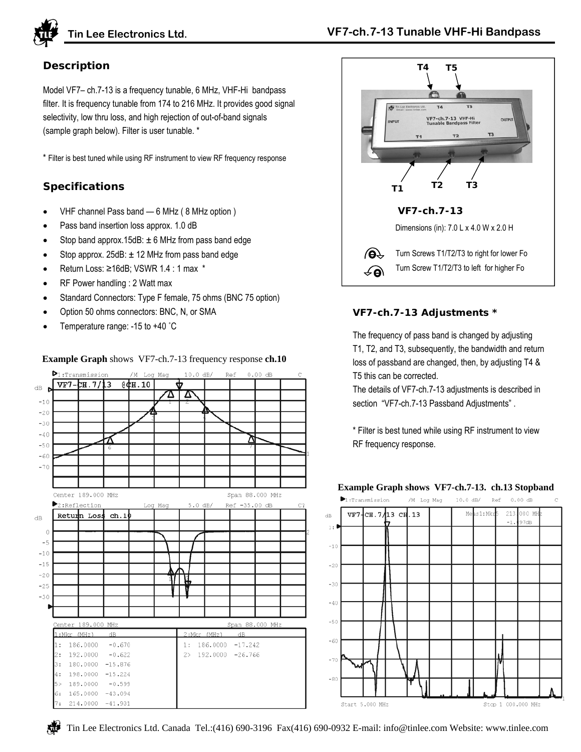# VF7-ch.7-13 Tunable VHF-Hi Bandpass

## Description

Model VF7– ch.7-13 is a frequency tunable, 6 MHz, VHF-Hi bandpass filter. It is frequency tunable from 174 to 216 MHz. It provides good signal selectivity, low thru loss, and high rejection of out-of-band signals (sample graph below). Filter is user tunable. *

* Filter is best tuned while using RF instrument to view RF frequency response

## Specifications

- VHF channel Pass band — 6 MHz ( 8 MHz option )
- Pass band insertion loss approx. 1.0 dB
- Stop band approx.15dB: ± 6 MHz from pass band edge
- Stop approx. 25dB: ± 12 MHz from pass band edge
- Return Loss: ≥16dB; VSWR 1.4 : 1 max *
- RF Power handling : 2 Watt max
- Standard Connectors: Type F female, 75 ohms (BNC 75 option)
- Option 50 ohms connectors: BNC, N, or SMA
- Temperature range: -15 to +40 ˚C

**Example Graph** shows VF7-ch.7-13 frequency response **ch.10**

| 1:Mkr (MHz) | dB |
|---|---|
| 1: 186.0000 | -0.670 |
| 2: 192.0000 | -0.622 |
| 3: 180.0000 | -15.876 |
| 4: 198.0000 | -15.224 |
| 5> 189.0000 | -0.599 |
| 6: 165.0000 | -43.094 |
| 7: 214.0000 | -41.931 |

| 2:Mkr (MHz) | dB |
|---|---|
| 1: 186.0000 | -17.242 |
| 2> 192.0000 | -26.766 |

**VF7-ch.7-13**

Dimensions (in): 7.0 L x 4.0 W x 2.0 H

Turn Screws T1/T2/T3 to right for lower Fo

Turn Screw T1/T2/T3 to left for higher Fo

### VF7-ch.7-13 Adjustments *

The frequency of pass band is changed by adjusting T1, T2, and T3, subsequently, the bandwidth and return loss of passband are changed, then, by adjusting T4 & T5 this can be corrected.

The details of VF7-ch.7-13 adjustments is described in section "VF7-ch.7-13 Passband Adjustments".

* Filter is best tuned while using RF instrument to view RF frequency response.

**Example Graph shows VF7-ch.7-13. ch.13 Stopband**

Tin Lee Electronics Ltd. Canada Tel.:(416) 690-3196 Fax(416) 690-0932 E-mail: info@tinlee.com Website: www.tinlee.com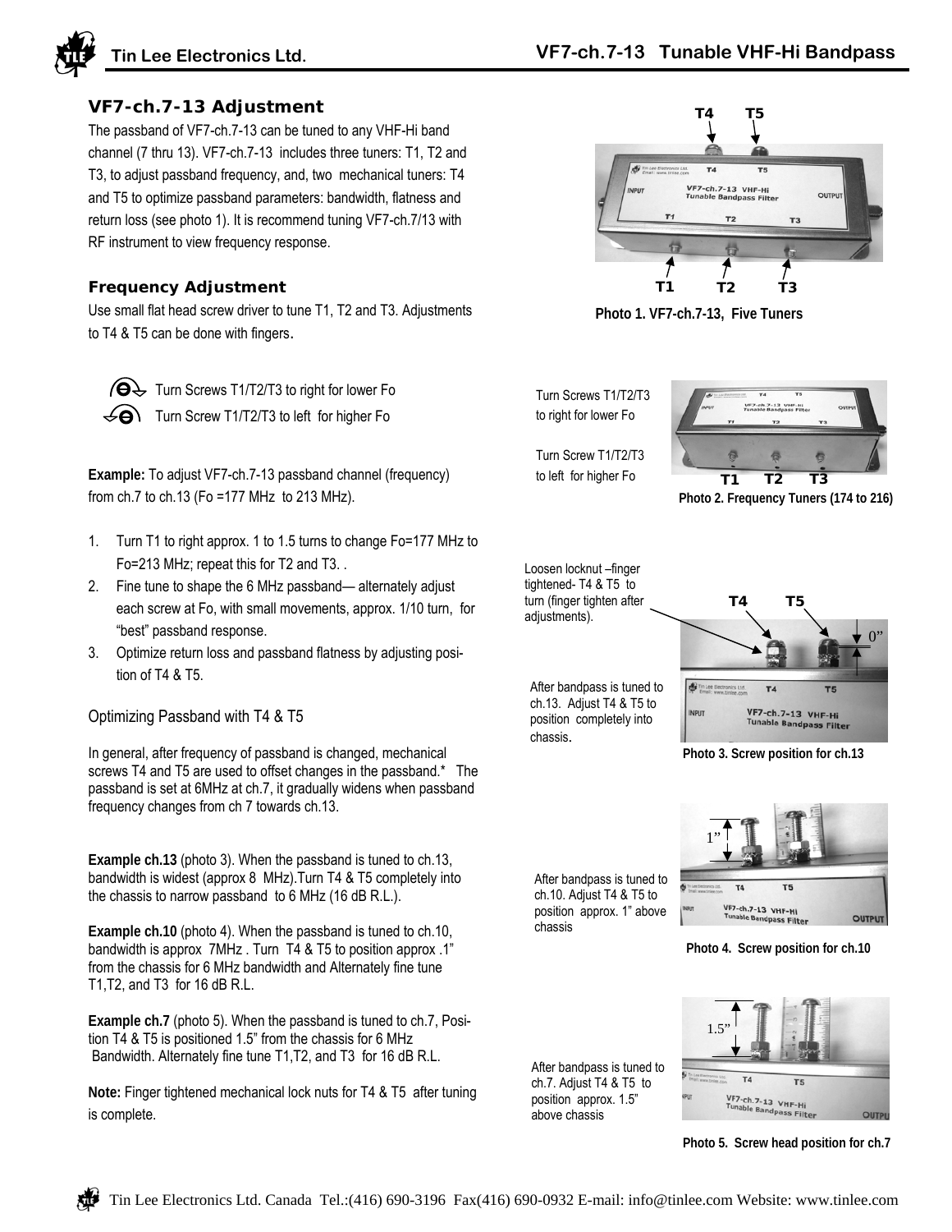## VF7-ch.7-13 Adjustment

The passband of VF7-ch.7-13 can be tuned to any VHF-Hi band channel (7 thru 13). VF7-ch.7-13 includes three tuners: T1, T2 and T3, to adjust passband frequency, and, two mechanical tuners: T4 and T5 to optimize passband parameters: bandwidth, flatness and return loss (see photo 1). It is recommend tuning VF7-ch.7/13 with RF instrument to view frequency response.

Photo 1. VF7-ch.7-13, Five Tuners

### Frequency Adjustment

Use small flat head screw driver to tune T1, T2 and T3. Adjustments to T4 & T5 can be done with fingers.

Turn Screws T1/T2/T3 to right for lower Fo

Turn Screw T1/T2/T3 to left for higher Fo

**Example:** To adjust VF7-ch.7-13 passband channel (frequency) from ch.7 to ch.13 (Fo =177 MHz to 213 MHz).

1. Turn T1 to right approx. 1 to 1.5 turns to change Fo=177 MHz to Fo=213 MHz; repeat this for T2 and T3. .
2. Fine tune to shape the 6 MHz passband— alternately adjust each screw at Fo, with small movements, approx. 1/10 turn, for "best" passband response.
3. Optimize return loss and passband flatness by adjusting position of T4 & T5.

Turn Screws T1/T2/T3 to right for lower Fo

Turn Screw T1/T2/T3 to left for higher Fo

Photo 2. Frequency Tuners (174 to 216)

### Optimizing Passband with T4 & T5

In general, after frequency of passband is changed, mechanical screws T4 and T5 are used to offset changes in the passband.* The passband is set at 6MHz at ch.7, it gradually widens when passband frequency changes from ch 7 towards ch.13.

**Example ch.13** (photo 3). When the passband is tuned to ch.13, bandwidth is widest (approx 8 MHz).Turn T4 & T5 completely into the chassis to narrow passband to 6 MHz (16 dB R.L.).

**Example ch.10** (photo 4). When the passband is tuned to ch.10, bandwidth is approx 7MHz . Turn T4 & T5 to position approx .1" from the chassis for 6 MHz bandwidth and Alternately fine tune T1,T2, and T3 for 16 dB R.L.

**Example ch.7** (photo 5). When the passband is tuned to ch.7, Position T4 & T5 is positioned 1.5" from the chassis for 6 MHz Bandwidth. Alternately fine tune T1,T2, and T3 for 16 dB R.L.

**Note:** Finger tightened mechanical lock nuts for T4 & T5 after tuning is complete.

Loosen locknut –finger tightened- T4 & T5 to turn (finger tighten after adjustments).

After bandpass is tuned to ch.13. Adjust T4 & T5 to position completely into chassis.

Photo 3. Screw position for ch.13

After bandpass is tuned to ch.10. Adjust T4 & T5 to position approx. 1" above chassis

Photo 4. Screw position for ch.10

After bandpass is tuned to ch.7. Adjust T4 & T5 to position approx. 1.5" above chassis

Photo 5. Screw head position for ch.7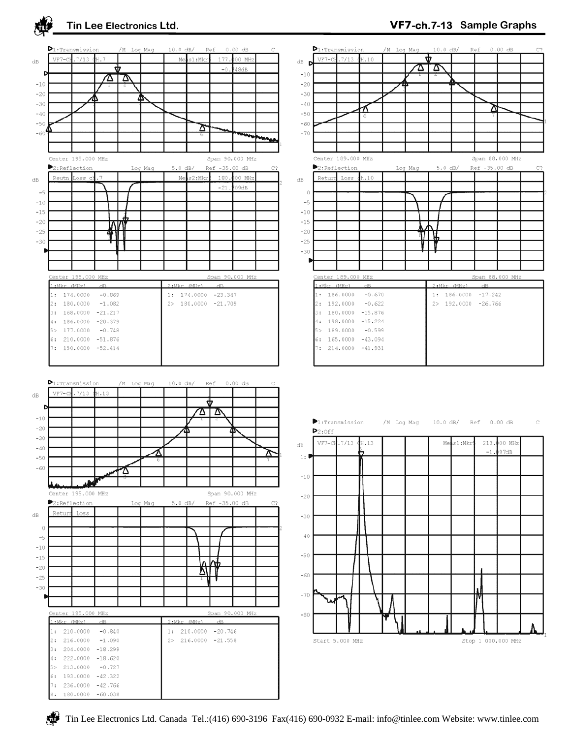# VF7-ch.7-13 Sample Graphs

1:Transmission /M Log Mag 10.0 dB/ Ref 0.00 dB C

VF7-CH.7/13 CH.7

Meas1:Mkr5 177.000 MHz

-0.748dB

Center 195.000 MHz Span 90.000 MHz

2:Reflection Log Mag 5.0 dB/ Ref -35.00 dB C?

Reutn Loss ch.7

Meas2:Mkr2 180.000 MHz

-21.709dB

Center 195.000 MHz Span 90.000 MHz

| 1:Mkr (MHz) | dB | 2:Mkr (MHz) | dB |
|---|---|---|---|
| 1: 174.0000 | -0.869 | 1: 174.0000 | -23.347 |
| 2: 180.0000 | -1.082 | 2> 180.0000 | -21.709 |
| 3: 168.0000 | -21.217 | | |
| 4: 186.0000 | -20.379 | | |
| 5> 177.0000 | -0.748 | | |
| 6: 210.0000 | -51.876 | | |
| 7: 150.0000 | -52.414 | | |

1:Transmission /M Log Mag 10.0 dB/ Ref 0.00 dB C?

VF7-CH.7/13 CH.10

Center 189.000 MHz Span 88.000 MHz

2:Reflection Log Mag 5.0 dB/ Ref -35.00 dB C?

Return Loss ch.10

Center 189.000 MHz Span 88.000 MHz

| 1:Mkr (MHz) | dB | 2:Mkr (MHz) | dB |
|---|---|---|---|
| 1: 186.0000 | -0.670 | 1: 186.0000 | -17.242 |
| 2: 192.0000 | -0.622 | 2> 192.0000 | -26.766 |
| 3: 180.0000 | -15.876 | | |
| 4: 198.0000 | -15.224 | | |
| 5> 189.0000 | -0.599 | | |
| 6: 165.0000 | -43.094 | | |
| 7: 214.0000 | -41.931 | | |

1:Transmission /M Log Mag 10.0 dB/ Ref 0.00 dB C

VF7-CH.7/13 CH.13

Center 195.000 MHz Span 90.000 MHz

2:Reflection Log Mag 5.0 dB/ Ref -35.00 dB C?

Return Loss

Center 195.000 MHz Span 90.000 MHz

| 1:Mkr (MHz) | dB | 2:Mkr (MHz) | dB |
|---|---|---|---|
| 1: 210.0000 | -0.840 | 1: 210.0000 | -20.746 |
| 2: 216.0000 | -1.090 | 2> 216.0000 | -21.558 |
| 3: 204.0000 | -18.299 | | |
| 4: 222.0000 | -18.620 | | |
| 5> 213.0000 | -0.727 | | |
| 6: 193.0000 | -42.322 | | |
| 7: 236.0000 | -42.766 | | |
| 8: 180.0000 | -60.038 | | |

1:Transmission /M Log Mag 10.0 dB/ Ref 0.00 dB C

2:Off

VF7-CH.7/13 CH.13

Meas1:Mkr5 213.000 MHz

-1.097dB

Start 5.000 MHz Stop 1 000.000 MHz

Tin Lee Electronics Ltd. Canada Tel.:(416) 690-3196 Fax(416) 690-0932 E-mail: info@tinlee.com Website: www.tinlee.com